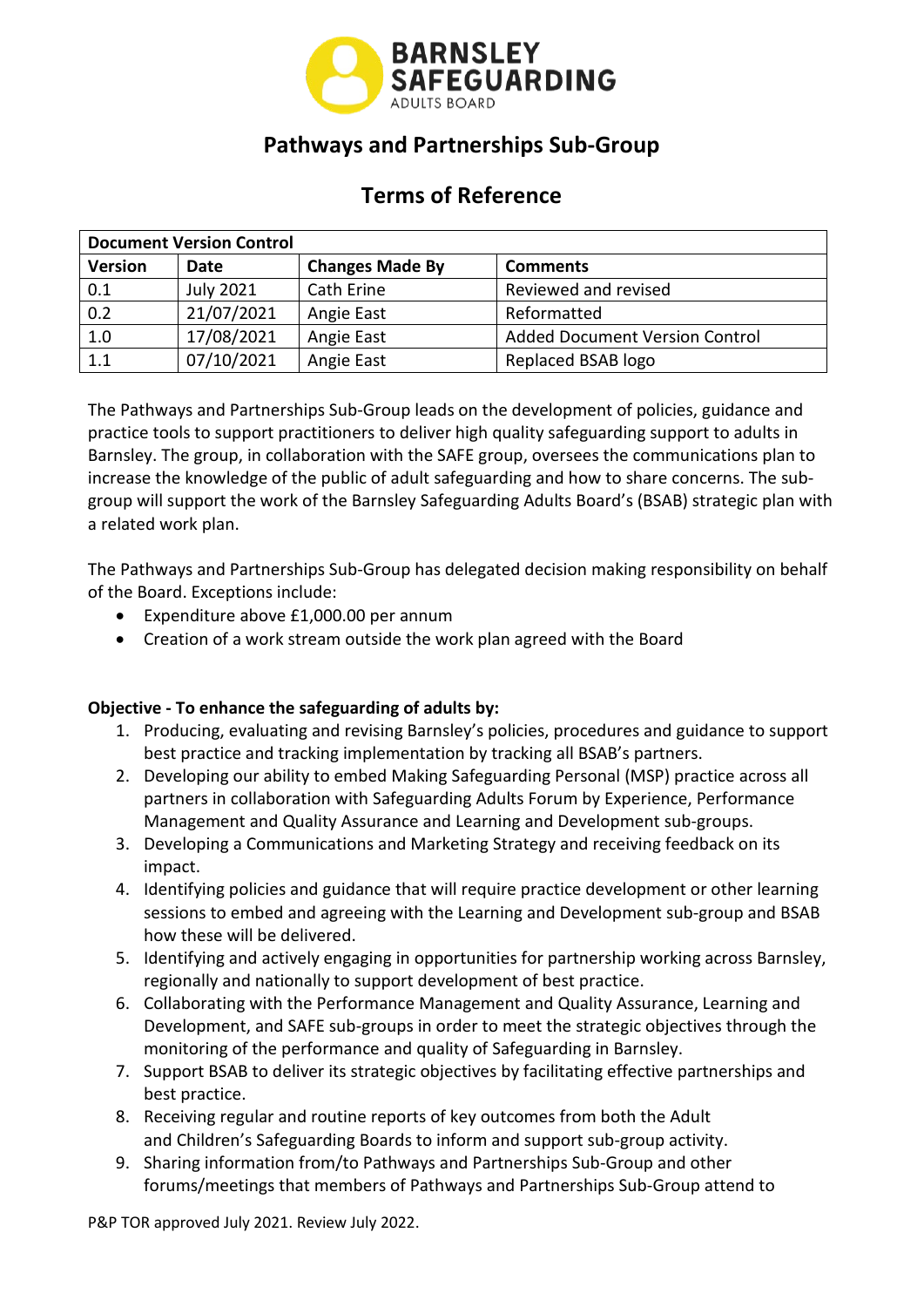BARNSLEY SAFEGUARDING ADULTS BOARD

# Pathways and Partnerships Sub-Group

# Terms of Reference

| Document Version Control | | | |
|---|---|---|---|
| **Version** | **Date** | **Changes Made By** | **Comments** |
| 0.1 | July 2021 | Cath Erine | Reviewed and revised |
| 0.2 | 21/07/2021 | Angie East | Reformatted |
| 1.0 | 17/08/2021 | Angie East | Added Document Version Control |
| 1.1 | 07/10/2021 | Angie East | Replaced BSAB logo |

The Pathways and Partnerships Sub-Group leads on the development of policies, guidance and practice tools to support practitioners to deliver high quality safeguarding support to adults in Barnsley. The group, in collaboration with the SAFE group, oversees the communications plan to increase the knowledge of the public of adult safeguarding and how to share concerns. The sub-group will support the work of the Barnsley Safeguarding Adults Board's (BSAB) strategic plan with a related work plan.

The Pathways and Partnerships Sub-Group has delegated decision making responsibility on behalf of the Board. Exceptions include:

- Expenditure above £1,000.00 per annum
- Creation of a work stream outside the work plan agreed with the Board

**Objective - To enhance the safeguarding of adults by:**

1. Producing, evaluating and revising Barnsley's policies, procedures and guidance to support best practice and tracking implementation by tracking all BSAB's partners.
2. Developing our ability to embed Making Safeguarding Personal (MSP) practice across all partners in collaboration with Safeguarding Adults Forum by Experience, Performance Management and Quality Assurance and Learning and Development sub-groups.
3. Developing a Communications and Marketing Strategy and receiving feedback on its impact.
4. Identifying policies and guidance that will require practice development or other learning sessions to embed and agreeing with the Learning and Development sub-group and BSAB how these will be delivered.
5. Identifying and actively engaging in opportunities for partnership working across Barnsley, regionally and nationally to support development of best practice.
6. Collaborating with the Performance Management and Quality Assurance, Learning and Development, and SAFE sub-groups in order to meet the strategic objectives through the monitoring of the performance and quality of Safeguarding in Barnsley.
7. Support BSAB to deliver its strategic objectives by facilitating effective partnerships and best practice.
8. Receiving regular and routine reports of key outcomes from both the Adult and Children's Safeguarding Boards to inform and support sub-group activity.
9. Sharing information from/to Pathways and Partnerships Sub-Group and other forums/meetings that members of Pathways and Partnerships Sub-Group attend to

P&P TOR approved July 2021. Review July 2022.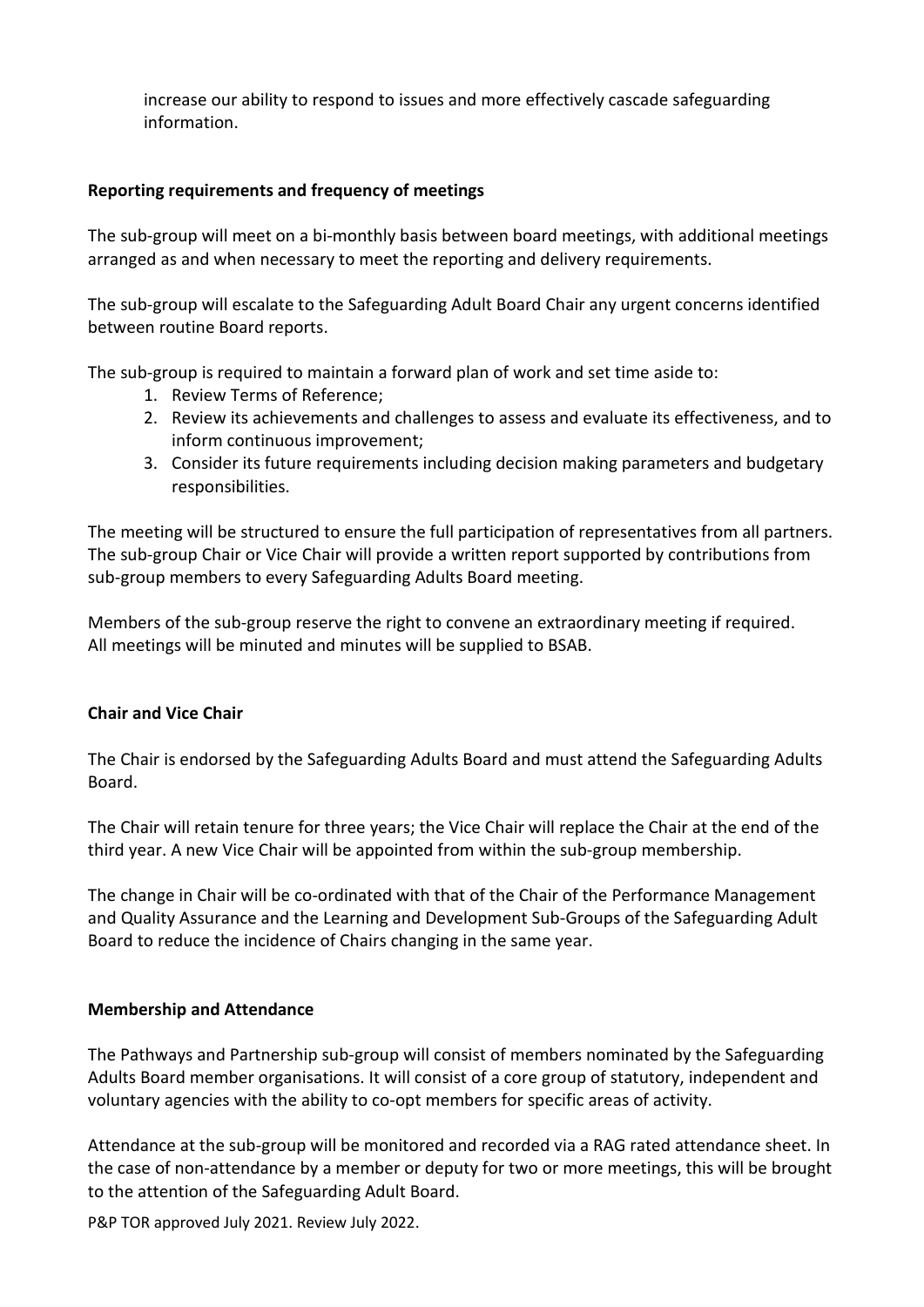increase our ability to respond to issues and more effectively cascade safeguarding information.

**Reporting requirements and frequency of meetings**

The sub-group will meet on a bi-monthly basis between board meetings, with additional meetings arranged as and when necessary to meet the reporting and delivery requirements.

The sub-group will escalate to the Safeguarding Adult Board Chair any urgent concerns identified between routine Board reports.

The sub-group is required to maintain a forward plan of work and set time aside to:

1. Review Terms of Reference;
2. Review its achievements and challenges to assess and evaluate its effectiveness, and to inform continuous improvement;
3. Consider its future requirements including decision making parameters and budgetary responsibilities.

The meeting will be structured to ensure the full participation of representatives from all partners. The sub-group Chair or Vice Chair will provide a written report supported by contributions from sub-group members to every Safeguarding Adults Board meeting.

Members of the sub-group reserve the right to convene an extraordinary meeting if required. All meetings will be minuted and minutes will be supplied to BSAB.

**Chair and Vice Chair**

The Chair is endorsed by the Safeguarding Adults Board and must attend the Safeguarding Adults Board.

The Chair will retain tenure for three years; the Vice Chair will replace the Chair at the end of the third year. A new Vice Chair will be appointed from within the sub-group membership.

The change in Chair will be co-ordinated with that of the Chair of the Performance Management and Quality Assurance and the Learning and Development Sub-Groups of the Safeguarding Adult Board to reduce the incidence of Chairs changing in the same year.

**Membership and Attendance**

The Pathways and Partnership sub-group will consist of members nominated by the Safeguarding Adults Board member organisations. It will consist of a core group of statutory, independent and voluntary agencies with the ability to co-opt members for specific areas of activity.

Attendance at the sub-group will be monitored and recorded via a RAG rated attendance sheet. In the case of non-attendance by a member or deputy for two or more meetings, this will be brought to the attention of the Safeguarding Adult Board.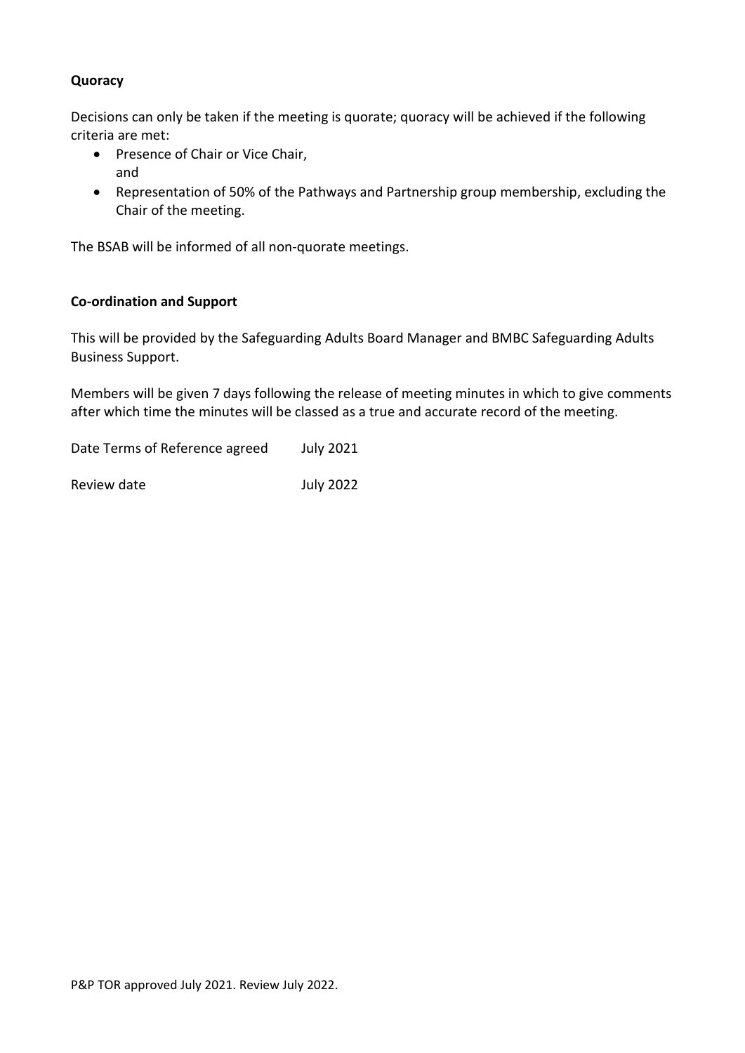**Quoracy**

Decisions can only be taken if the meeting is quorate; quoracy will be achieved if the following criteria are met:

- Presence of Chair or Vice Chair,
  and
- Representation of 50% of the Pathways and Partnership group membership, excluding the Chair of the meeting.

The BSAB will be informed of all non-quorate meetings.

**Co-ordination and Support**

This will be provided by the Safeguarding Adults Board Manager and BMBC Safeguarding Adults Business Support.

Members will be given 7 days following the release of meeting minutes in which to give comments after which time the minutes will be classed as a true and accurate record of the meeting.

Date Terms of Reference agreed July 2021

Review date July 2022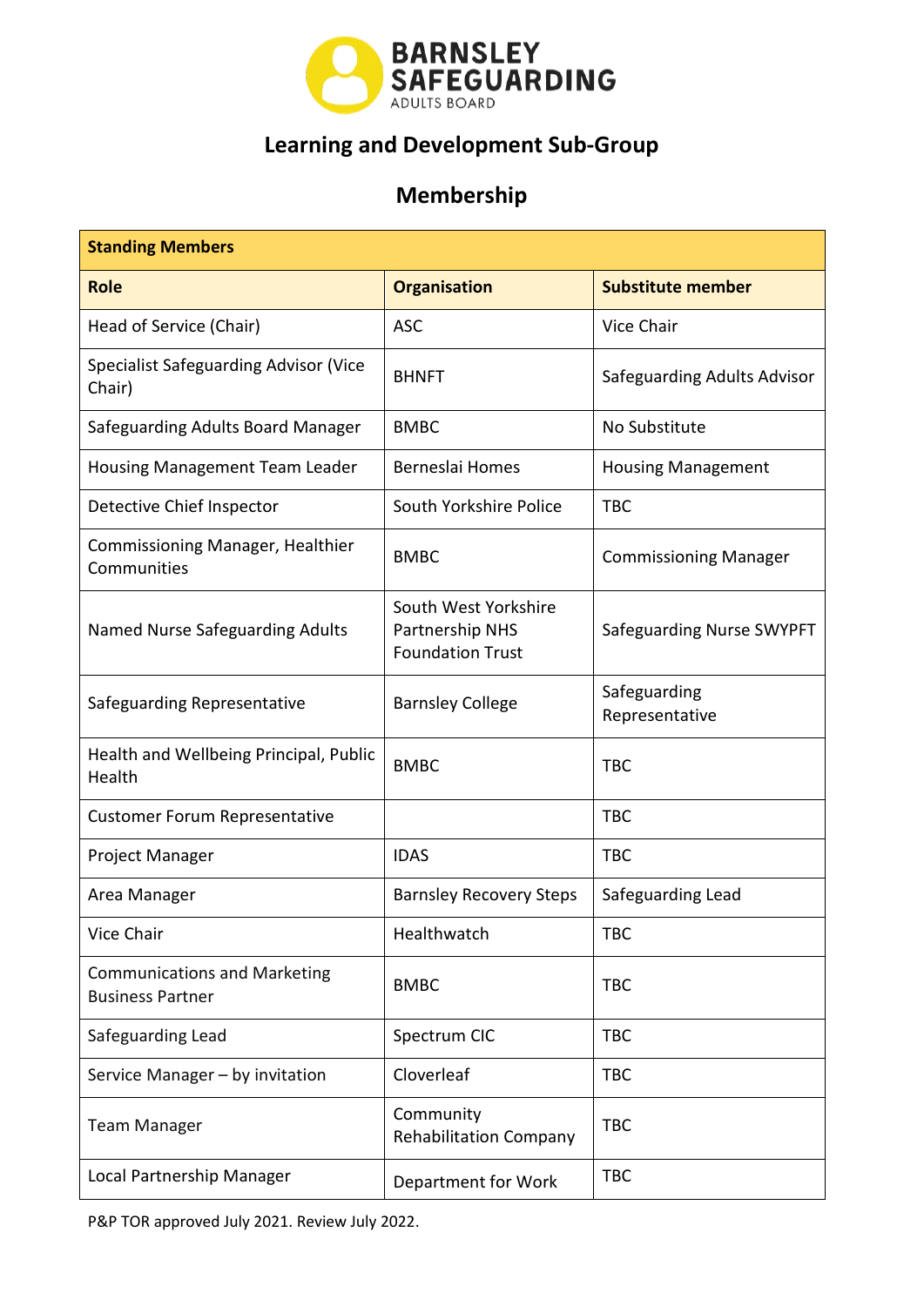BARNSLEY SAFEGUARDING ADULTS BOARD

## Learning and Development Sub-Group

## Membership

| **Standing Members** | | |
|---|---|---|
| **Role** | **Organisation** | **Substitute member** |
| Head of Service (Chair) | ASC | Vice Chair |
| Specialist Safeguarding Advisor (Vice Chair) | BHNFT | Safeguarding Adults Advisor |
| Safeguarding Adults Board Manager | BMBC | No Substitute |
| Housing Management Team Leader | Berneslai Homes | Housing Management |
| Detective Chief Inspector | South Yorkshire Police | TBC |
| Commissioning Manager, Healthier Communities | BMBC | Commissioning Manager |
| Named Nurse Safeguarding Adults | South West Yorkshire Partnership NHS Foundation Trust | Safeguarding Nurse SWYPFT |
| Safeguarding Representative | Barnsley College | Safeguarding Representative |
| Health and Wellbeing Principal, Public Health | BMBC | TBC |
| Customer Forum Representative | | TBC |
| Project Manager | IDAS | TBC |
| Area Manager | Barnsley Recovery Steps | Safeguarding Lead |
| Vice Chair | Healthwatch | TBC |
| Communications and Marketing Business Partner | BMBC | TBC |
| Safeguarding Lead | Spectrum CIC | TBC |
| Service Manager – by invitation | Cloverleaf | TBC |
| Team Manager | Community Rehabilitation Company | TBC |
| Local Partnership Manager | Department for Work | TBC |

P&P TOR approved July 2021. Review July 2022.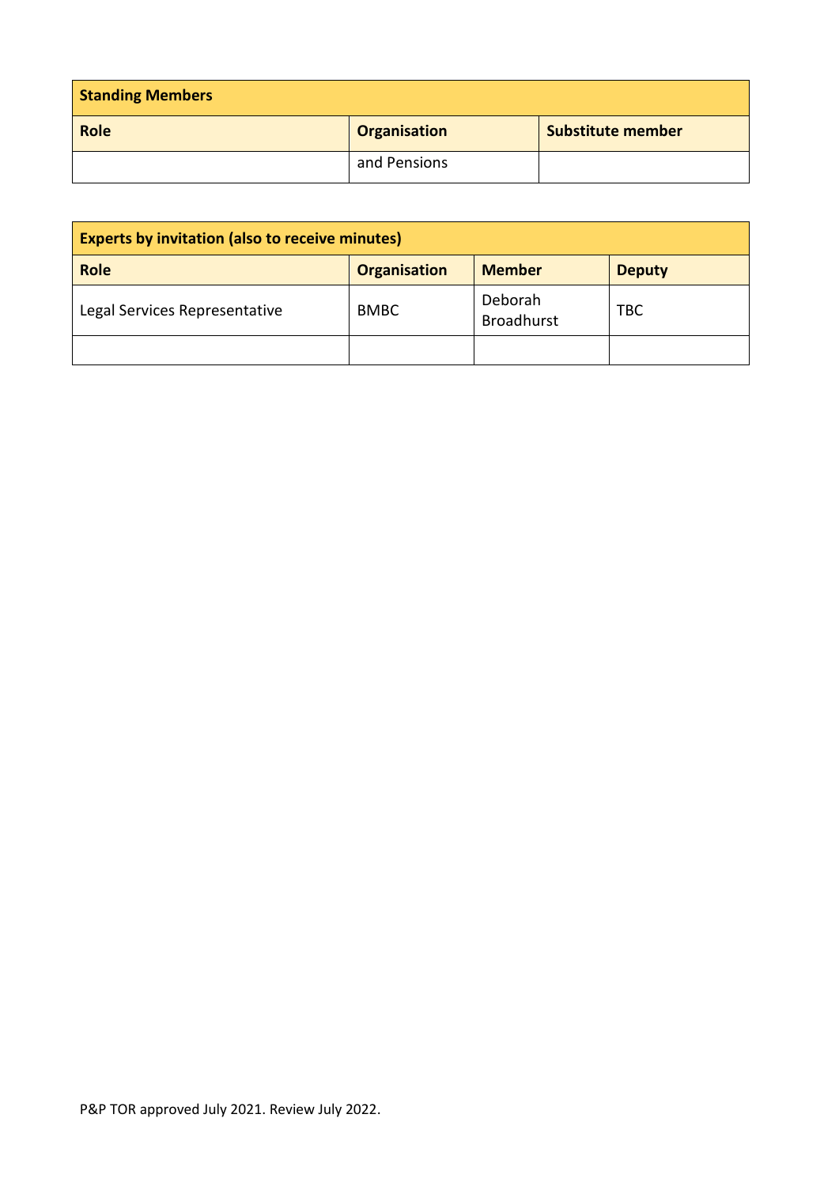| Standing Members | | |
|---|---|---|
| **Role** | **Organisation** | **Substitute member** |
| | and Pensions | |

| Experts by invitation (also to receive minutes) | | | |
|---|---|---|---|
| **Role** | **Organisation** | **Member** | **Deputy** |
| Legal Services Representative | BMBC | Deborah Broadhurst | TBC |
| | | | |

P&P TOR approved July 2021. Review July 2022.